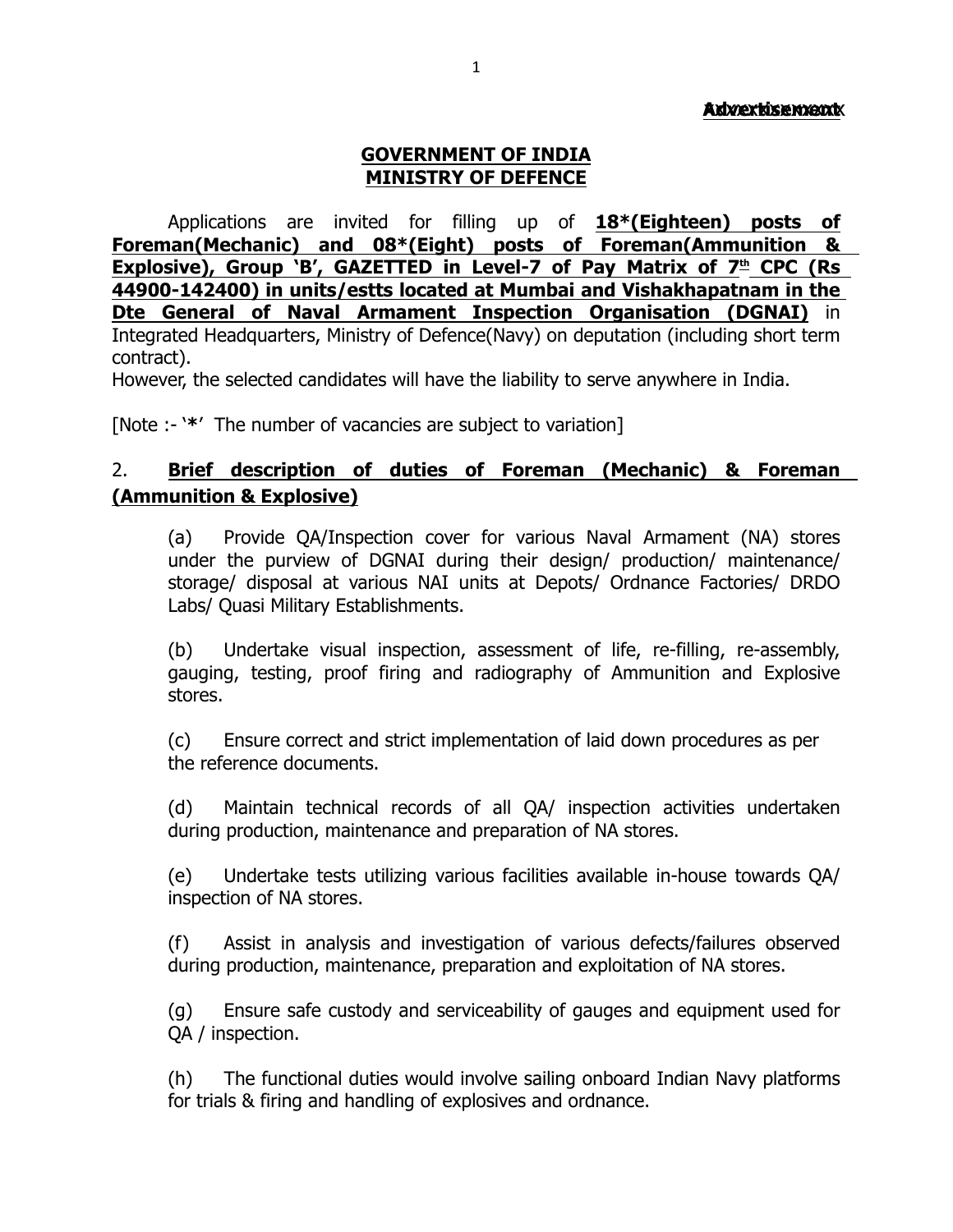**Advertisement**

**GOVERNMENT OF INDIA**
**MINISTRY OF DEFENCE**

Applications are invited for filling up of **18*(Eighteen) posts of Foreman(Mechanic) and 08*(Eight) posts of Foreman(Ammunition & Explosive), Group 'B', GAZETTED in Level-7 of Pay Matrix of 7th CPC (Rs 44900-142400) in units/estts located at Mumbai and Vishakhapatnam in the Dte General of Naval Armament Inspection Organisation (DGNAI)** in Integrated Headquarters, Ministry of Defence(Navy) on deputation (including short term contract).
However, the selected candidates will have the liability to serve anywhere in India.

[Note :- '*' The number of vacancies are subject to variation]

2. **Brief description of duties of Foreman (Mechanic) & Foreman (Ammunition & Explosive)**

(a) Provide QA/Inspection cover for various Naval Armament (NA) stores under the purview of DGNAI during their design/ production/ maintenance/ storage/ disposal at various NAI units at Depots/ Ordnance Factories/ DRDO Labs/ Quasi Military Establishments.

(b) Undertake visual inspection, assessment of life, re-filling, re-assembly, gauging, testing, proof firing and radiography of Ammunition and Explosive stores.

(c) Ensure correct and strict implementation of laid down procedures as per the reference documents.

(d) Maintain technical records of all QA/ inspection activities undertaken during production, maintenance and preparation of NA stores.

(e) Undertake tests utilizing various facilities available in-house towards QA/ inspection of NA stores.

(f) Assist in analysis and investigation of various defects/failures observed during production, maintenance, preparation and exploitation of NA stores.

(g) Ensure safe custody and serviceability of gauges and equipment used for QA / inspection.

(h) The functional duties would involve sailing onboard Indian Navy platforms for trials & firing and handling of explosives and ordnance.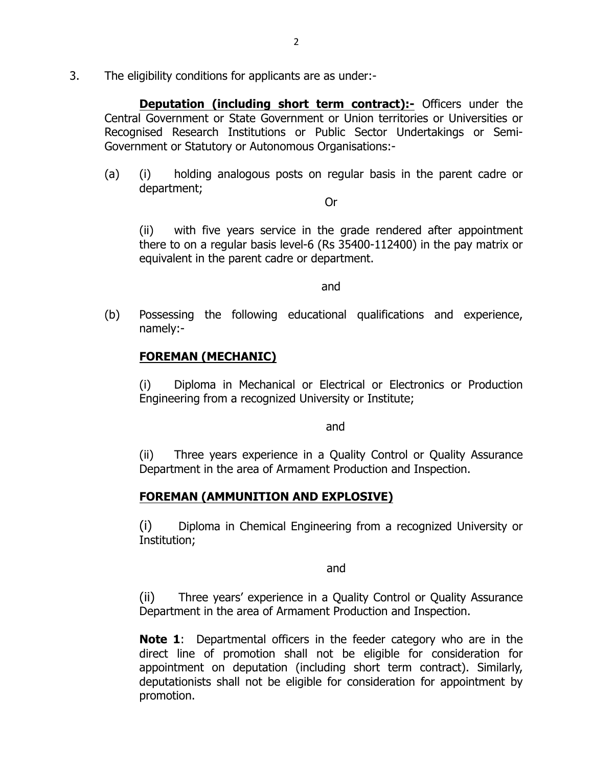3. The eligibility conditions for applicants are as under:-

**<u>Deputation (including short term contract):-</u>** Officers under the Central Government or State Government or Union territories or Universities or Recognised Research Institutions or Public Sector Undertakings or Semi-Government or Statutory or Autonomous Organisations:-

(a) (i) holding analogous posts on regular basis in the parent cadre or department;

Or

(ii) with five years service in the grade rendered after appointment there to on a regular basis level-6 (Rs 35400-112400) in the pay matrix or equivalent in the parent cadre or department.

and

(b) Possessing the following educational qualifications and experience, namely:-

**<u>FOREMAN (MECHANIC)</u>**

(i) Diploma in Mechanical or Electrical or Electronics or Production Engineering from a recognized University or Institute;

and

(ii) Three years experience in a Quality Control or Quality Assurance Department in the area of Armament Production and Inspection.

**<u>FOREMAN (AMMUNITION AND EXPLOSIVE)</u>**

(i) Diploma in Chemical Engineering from a recognized University or Institution;

and

(ii) Three years' experience in a Quality Control or Quality Assurance Department in the area of Armament Production and Inspection.

**Note 1**: Departmental officers in the feeder category who are in the direct line of promotion shall not be eligible for consideration for appointment on deputation (including short term contract). Similarly, deputationists shall not be eligible for consideration for appointment by promotion.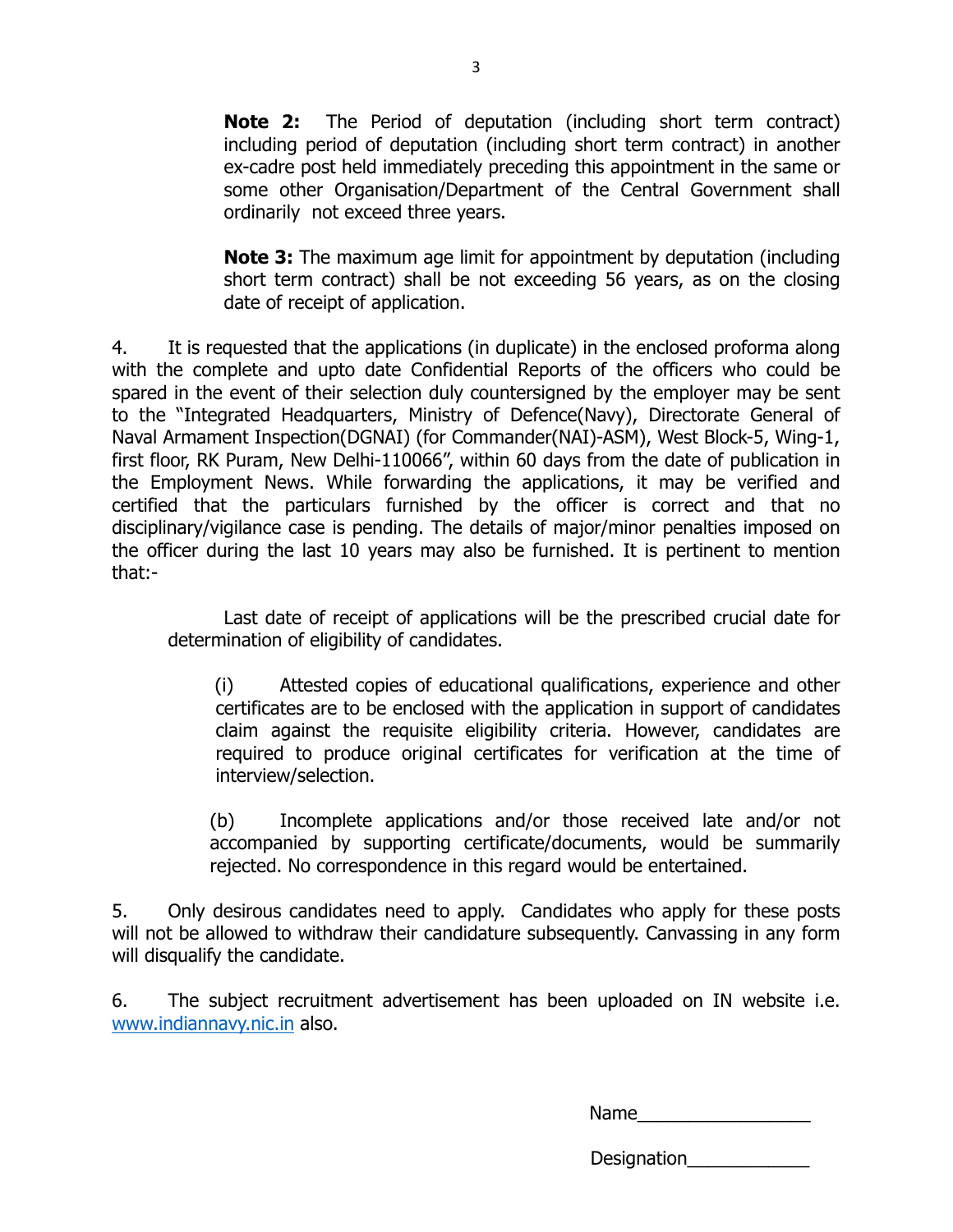**Note 2:** The Period of deputation (including short term contract) including period of deputation (including short term contract) in another ex-cadre post held immediately preceding this appointment in the same or some other Organisation/Department of the Central Government shall ordinarily not exceed three years.

**Note 3:** The maximum age limit for appointment by deputation (including short term contract) shall be not exceeding 56 years, as on the closing date of receipt of application.

4. It is requested that the applications (in duplicate) in the enclosed proforma along with the complete and upto date Confidential Reports of the officers who could be spared in the event of their selection duly countersigned by the employer may be sent to the "Integrated Headquarters, Ministry of Defence(Navy), Directorate General of Naval Armament Inspection(DGNAI) (for Commander(NAI)-ASM), West Block-5, Wing-1, first floor, RK Puram, New Delhi-110066", within 60 days from the date of publication in the Employment News. While forwarding the applications, it may be verified and certified that the particulars furnished by the officer is correct and that no disciplinary/vigilance case is pending. The details of major/minor penalties imposed on the officer during the last 10 years may also be furnished. It is pertinent to mention that:-

Last date of receipt of applications will be the prescribed crucial date for determination of eligibility of candidates.

(i) Attested copies of educational qualifications, experience and other certificates are to be enclosed with the application in support of candidates claim against the requisite eligibility criteria. However, candidates are required to produce original certificates for verification at the time of interview/selection.

(b) Incomplete applications and/or those received late and/or not accompanied by supporting certificate/documents, would be summarily rejected. No correspondence in this regard would be entertained.

5. Only desirous candidates need to apply. Candidates who apply for these posts will not be allowed to withdraw their candidature subsequently. Canvassing in any form will disqualify the candidate.

6. The subject recruitment advertisement has been uploaded on IN website i.e. www.indiannavy.nic.in also.

Name_________________

Designation____________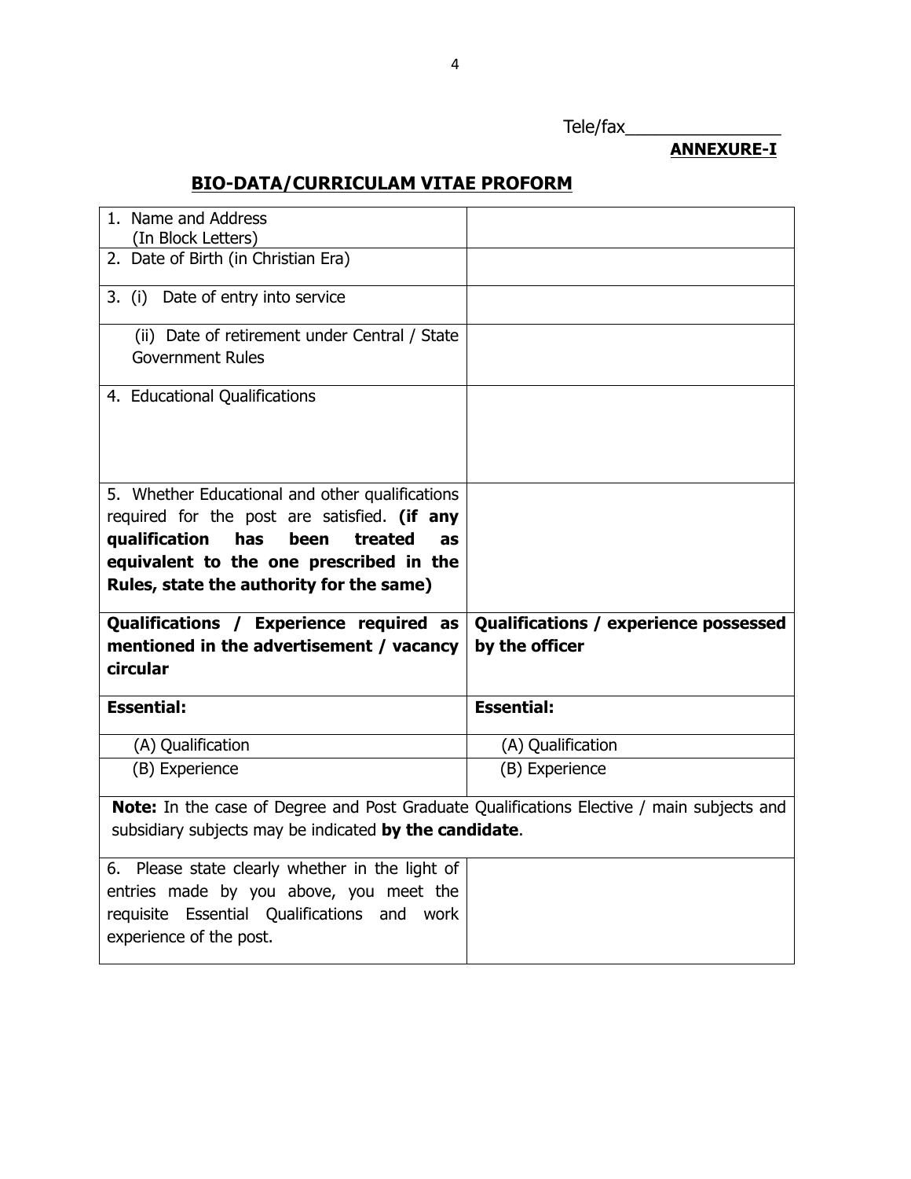Tele/fax_______________

**ANNEXURE-I**

## BIO-DATA/CURRICULAM VITAE PROFORM

| | |
|---|---|
| 1. Name and Address (In Block Letters) | |
| 2. Date of Birth (in Christian Era) | |
| 3. (i) Date of entry into service | |
| (ii) Date of retirement under Central / State Government Rules | |
| 4. Educational Qualifications | |
| 5. Whether Educational and other qualifications required for the post are satisfied. **(if any qualification has been treated as equivalent to the one prescribed in the Rules, state the authority for the same)** | |
| **Qualifications / Experience required as mentioned in the advertisement / vacancy circular** | **Qualifications / experience possessed by the officer** |
| **Essential:** | **Essential:** |
| (A) Qualification | (A) Qualification |
| (B) Experience | (B) Experience |
| **Note:** In the case of Degree and Post Graduate Qualifications Elective / main subjects and subsidiary subjects may be indicated **by the candidate**. | |
| 6. Please state clearly whether in the light of entries made by you above, you meet the requisite Essential Qualifications and work experience of the post. | |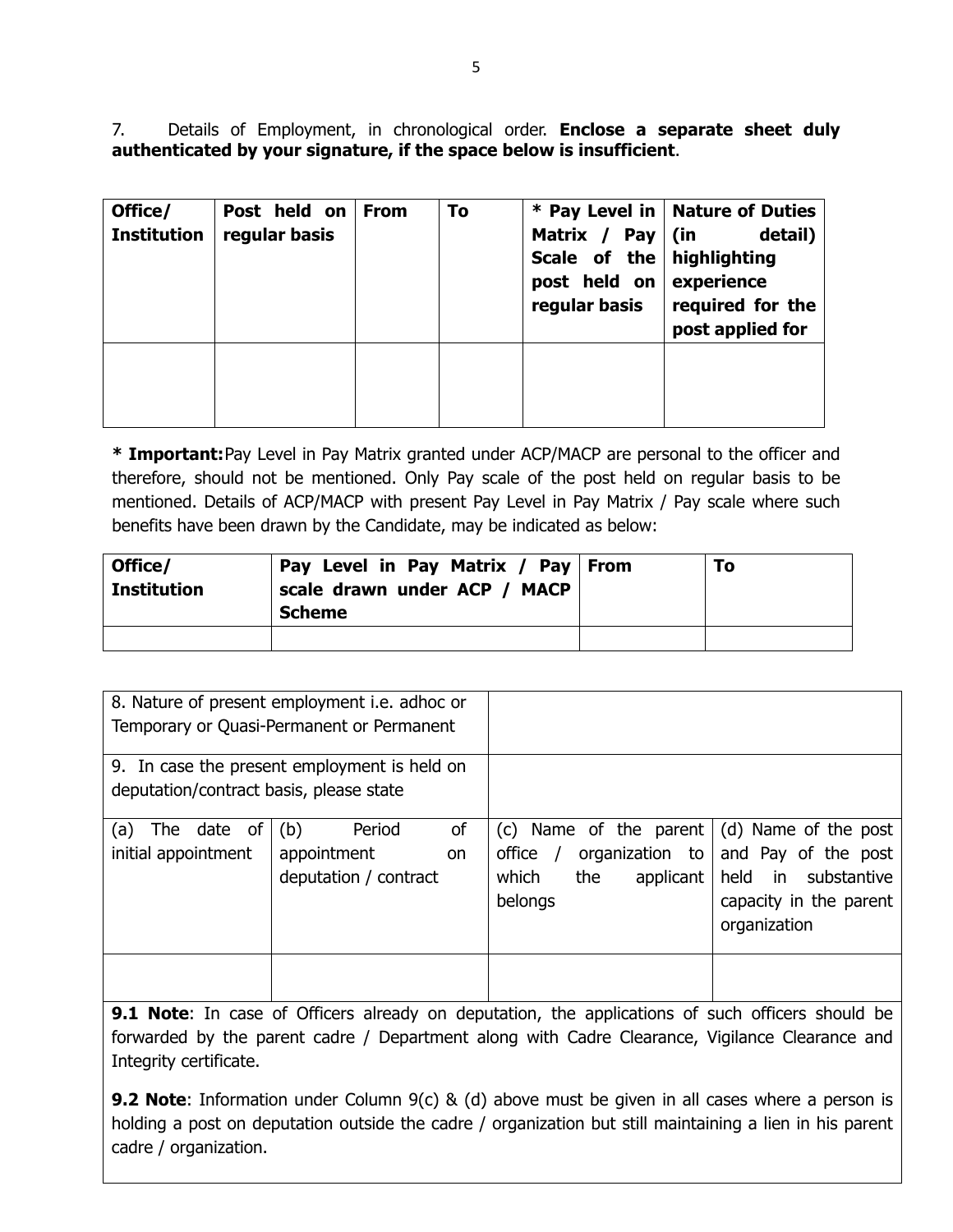7. Details of Employment, in chronological order. **Enclose a separate sheet duly authenticated by your signature, if the space below is insufficient**.

| Office/ Institution | Post held on regular basis | From | To | * Pay Level in Matrix / Pay Scale of the post held on regular basis | Nature of Duties (in detail) highlighting experience required for the post applied for |
|---|---|---|---|---|---|
| | | | | | |

**\* Important:** Pay Level in Pay Matrix granted under ACP/MACP are personal to the officer and therefore, should not be mentioned. Only Pay scale of the post held on regular basis to be mentioned. Details of ACP/MACP with present Pay Level in Pay Matrix / Pay scale where such benefits have been drawn by the Candidate, may be indicated as below:

| Office/ Institution | Pay Level in Pay Matrix / Pay scale drawn under ACP / MACP Scheme | From | To |
|---|---|---|---|
| | | | |

| 8. Nature of present employment i.e. adhoc or Temporary or Quasi-Permanent or Permanent | | | |
|---|---|---|---|
| 9. In case the present employment is held on deputation/contract basis, please state | | | |
| (a) The date of initial appointment | (b) Period of appointment on deputation / contract | (c) Name of the parent office / organization to which the applicant belongs | (d) Name of the post and Pay of the post held in substantive capacity in the parent organization |
| | | | |

**9.1 Note**: In case of Officers already on deputation, the applications of such officers should be forwarded by the parent cadre / Department along with Cadre Clearance, Vigilance Clearance and Integrity certificate.

**9.2 Note**: Information under Column 9(c) & (d) above must be given in all cases where a person is holding a post on deputation outside the cadre / organization but still maintaining a lien in his parent cadre / organization.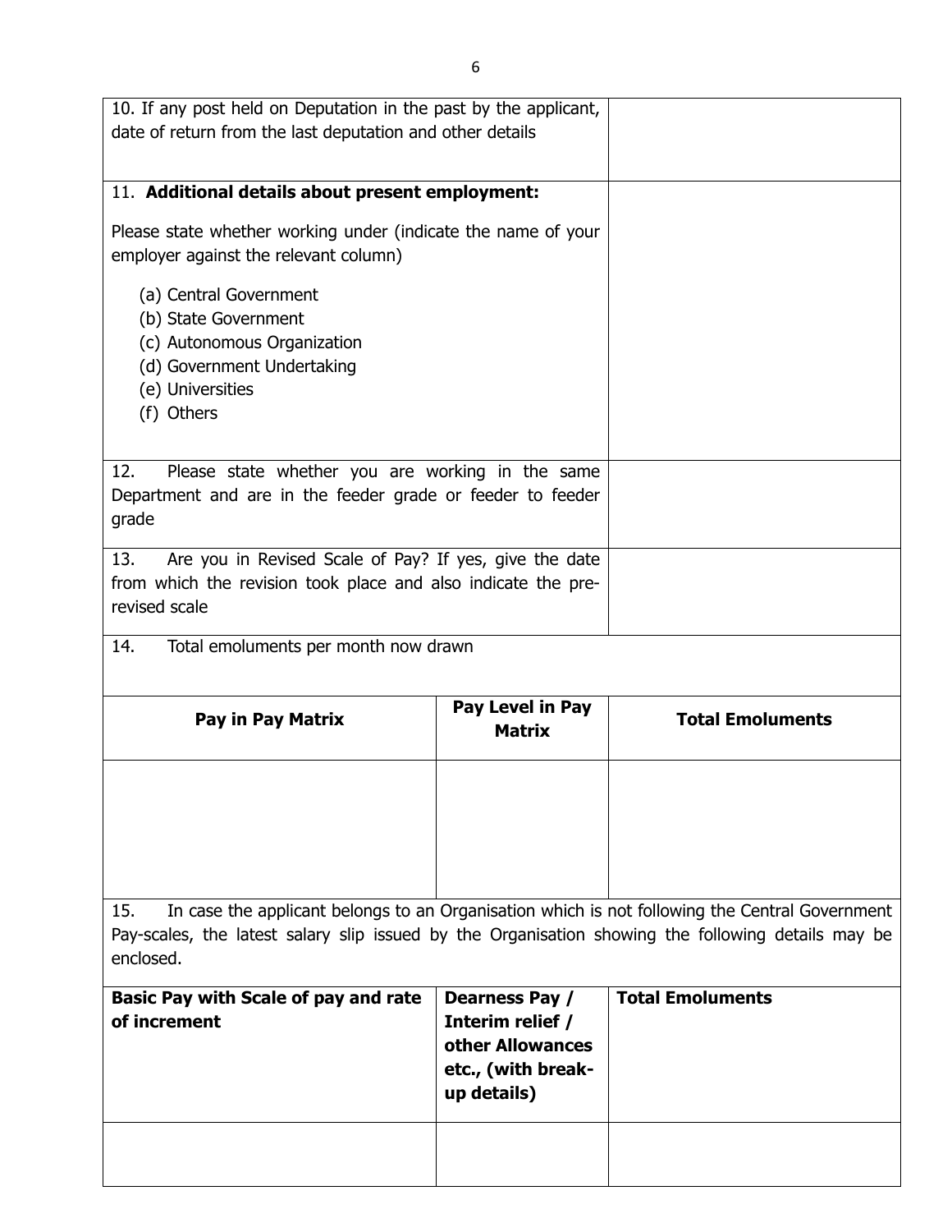| | |
|---|---|
| 10. If any post held on Deputation in the past by the applicant, date of return from the last deputation and other details | |
| 11. **Additional details about present employment:**<br><br>Please state whether working under (indicate the name of your employer against the relevant column)<br><br>(a) Central Government<br>(b) State Government<br>(c) Autonomous Organization<br>(d) Government Undertaking<br>(e) Universities<br>(f) Others | |
| 12. Please state whether you are working in the same Department and are in the feeder grade or feeder to feeder grade | |
| 13. Are you in Revised Scale of Pay? If yes, give the date from which the revision took place and also indicate the pre-revised scale | |

14. Total emoluments per month now drawn

| Pay in Pay Matrix | Pay Level in Pay Matrix | Total Emoluments |
|---|---|---|
| | | |

15. In case the applicant belongs to an Organisation which is not following the Central Government Pay-scales, the latest salary slip issued by the Organisation showing the following details may be enclosed.

| Basic Pay with Scale of pay and rate of increment | Dearness Pay / Interim relief / other Allowances etc., (with break-up details) | Total Emoluments |
|---|---|---|
| | | |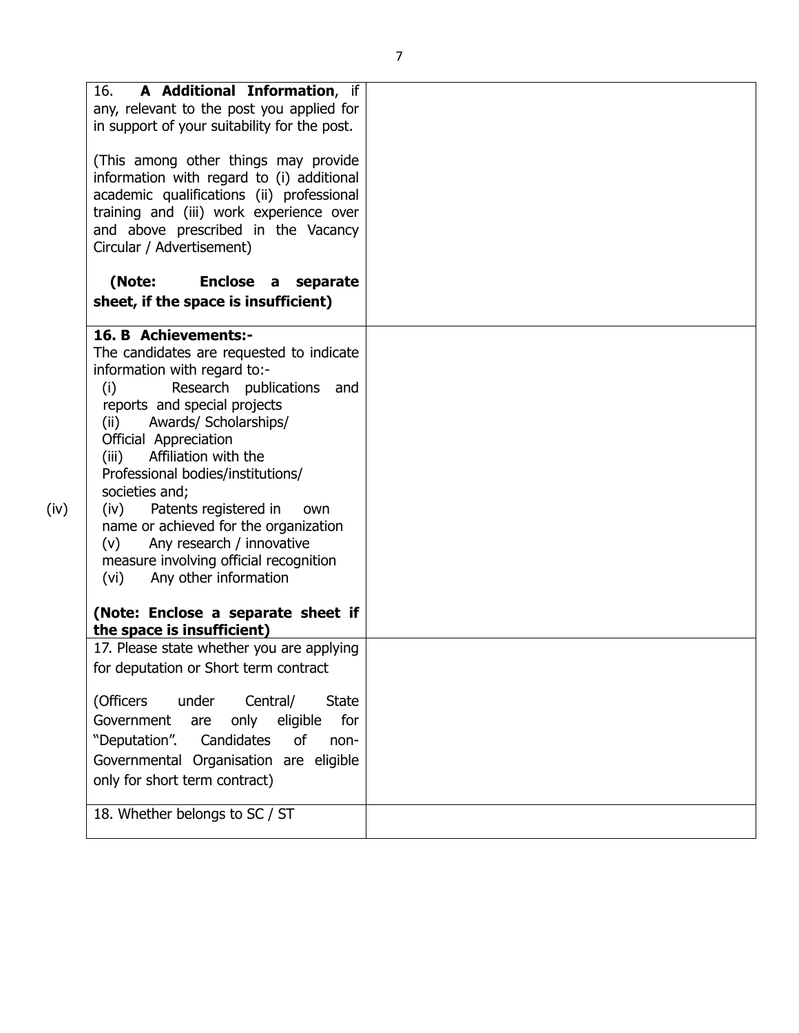| | |
|---|---|
| 16. **A Additional Information**, if any, relevant to the post you applied for in support of your suitability for the post.<br><br>(This among other things may provide information with regard to (i) additional academic qualifications (ii) professional training and (iii) work experience over and above prescribed in the Vacancy Circular / Advertisement)<br><br>**(Note: Enclose a separate sheet, if the space is insufficient)** | |
| **16. B Achievements:-**<br>The candidates are requested to indicate information with regard to:-<br>(i) Research publications and reports and special projects<br>(ii) Awards/ Scholarships/ Official Appreciation<br>(iii) Affiliation with the Professional bodies/institutions/ societies and;<br>(iv) Patents registered in own name or achieved for the organization<br>(v) Any research / innovative measure involving official recognition<br>(vi) Any other information<br><br>**(Note: Enclose a separate sheet if the space is insufficient)** | |
| 17. Please state whether you are applying for deputation or Short term contract<br><br>(Officers under Central/ State Government are only eligible for "Deputation". Candidates of non-Governmental Organisation are eligible only for short term contract) | |
| 18. Whether belongs to SC / ST | |

(iv)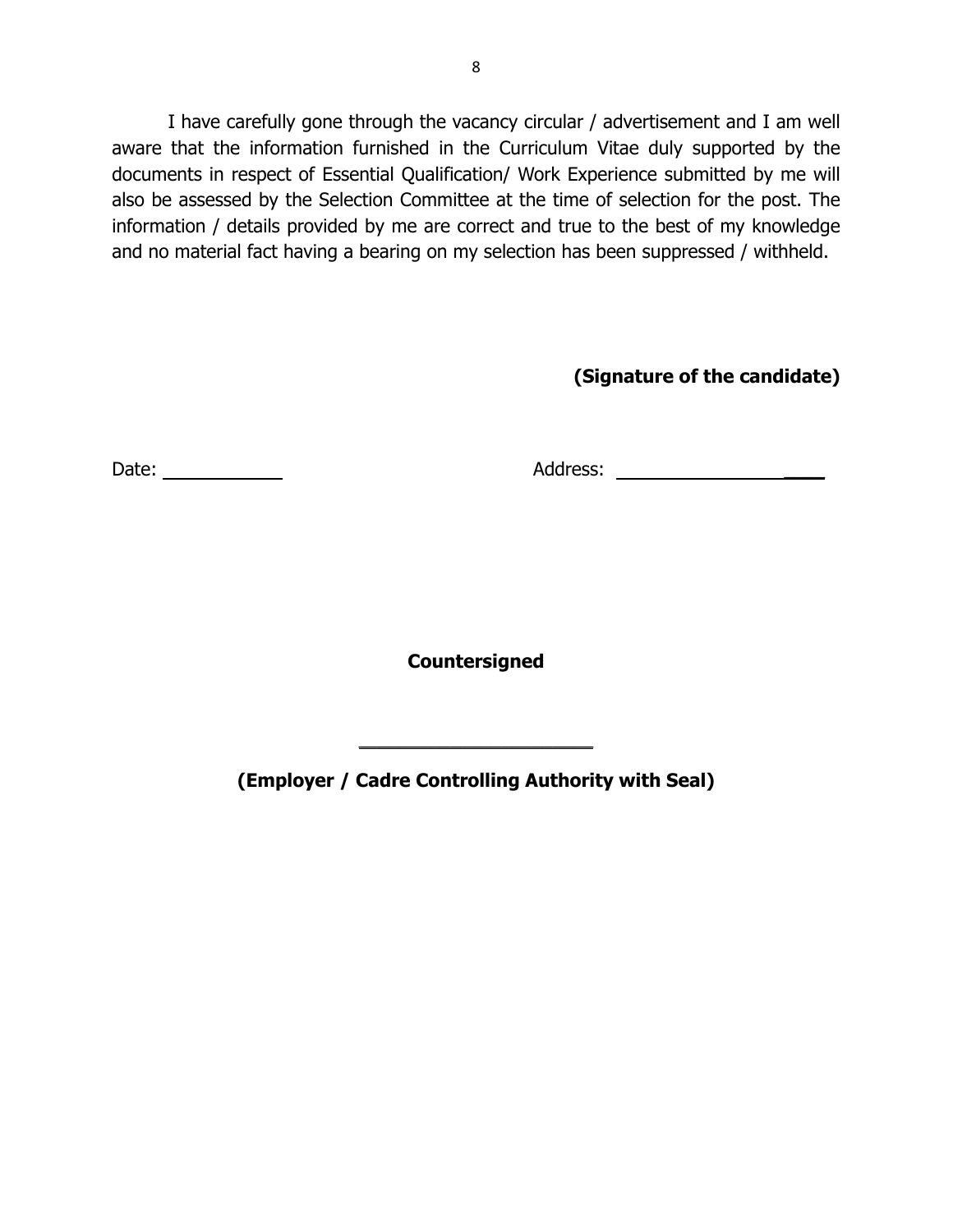I have carefully gone through the vacancy circular / advertisement and I am well aware that the information furnished in the Curriculum Vitae duly supported by the documents in respect of Essential Qualification/ Work Experience submitted by me will also be assessed by the Selection Committee at the time of selection for the post. The information / details provided by me are correct and true to the best of my knowledge and no material fact having a bearing on my selection has been suppressed / withheld.

**(Signature of the candidate)**

Date: ____________ Address: ____________________

**Countersigned**

________________________

**(Employer / Cadre Controlling Authority with Seal)**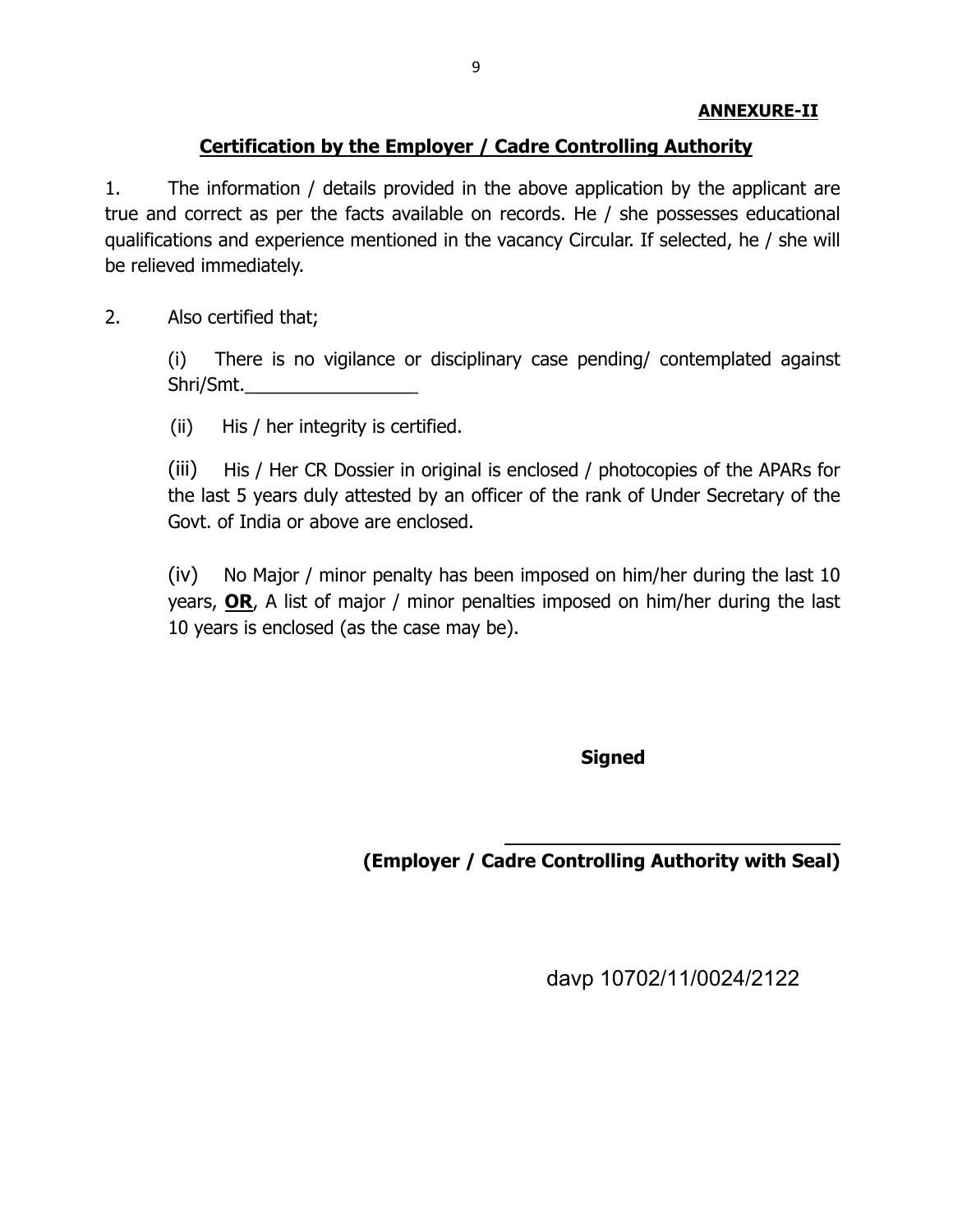**ANNEXURE-II**

## Certification by the Employer / Cadre Controlling Authority

1. The information / details provided in the above application by the applicant are true and correct as per the facts available on records. He / she possesses educational qualifications and experience mentioned in the vacancy Circular. If selected, he / she will be relieved immediately.

2. Also certified that;

   (i) There is no vigilance or disciplinary case pending/ contemplated against Shri/Smt.________________

   (ii) His / her integrity is certified.

   (iii) His / Her CR Dossier in original is enclosed / photocopies of the APARs for the last 5 years duly attested by an officer of the rank of Under Secretary of the Govt. of India or above are enclosed.

   (iv) No Major / minor penalty has been imposed on him/her during the last 10 years, **OR**, A list of major / minor penalties imposed on him/her during the last 10 years is enclosed (as the case may be).

**Signed**

______________________________

**(Employer / Cadre Controlling Authority with Seal)**

davp 10702/11/0024/2122